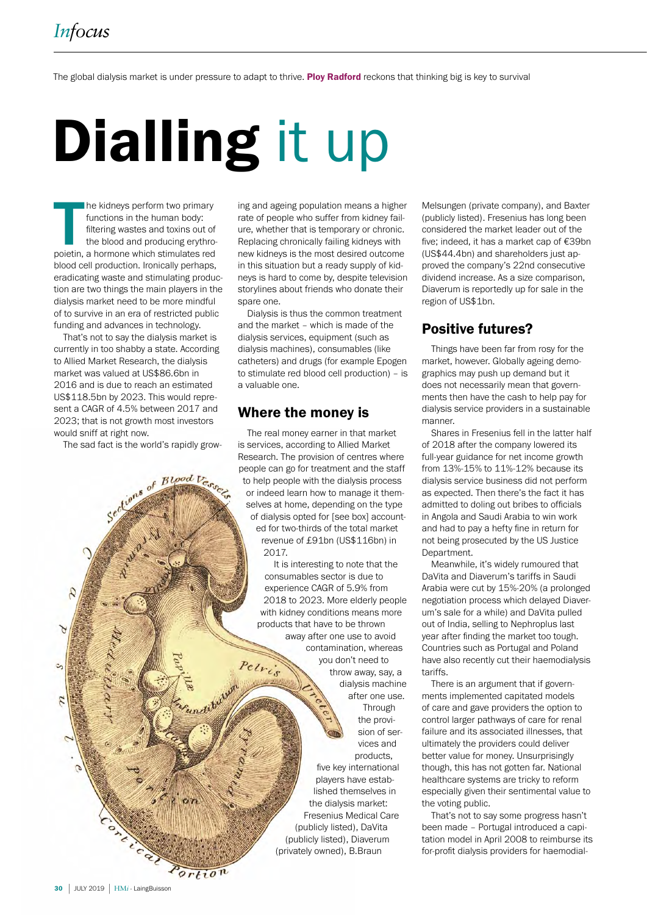The global dialysis market is under pressure to adapt to thrive. **Ploy Radford** reckons that thinking big is key to survival

# Dialling it up

The kidneys perform two primary functions in the human body: filtering wastes and toxins out of the blood and producing erythropoietin, a hormone which stimulates red blood cell production. Ironically perhaps, eradicating waste and stimulating production are two things the main players in the dialysis market need to be more mindful of to survive in an era of restricted public funding and advances in technology.

That's not to say the dialysis market is currently in too shabby a state. According to Allied Market Research, the dialysis market was valued at US$86.6bn in 2016 and is due to reach an estimated US$118.5bn by 2023. This would represent a CAGR of 4.5% between 2017 and 2023; that is not growth most investors would sniff at right now.

The sad fact is the world's rapidly growing and ageing population means a higher rate of people who suffer from kidney failure, whether that is temporary or chronic. Replacing chronically failing kidneys with new kidneys is the most desired outcome in this situation but a ready supply of kidneys is hard to come by, despite television storylines about friends who donate their spare one.

Dialysis is thus the common treatment and the market – which is made of the dialysis services, equipment (such as dialysis machines), consumables (like catheters) and drugs (for example Epogen to stimulate red blood cell production) – is a valuable one.

## Where the money is

The real money earner in that market is services, according to Allied Market Research. The provision of centres where people can go for treatment and the staff to help people with the dialysis process or indeed learn how to manage it themselves at home, depending on the type of dialysis opted for [see box] accounted for two-thirds of the total market revenue of £91bn (US$116bn) in 2017.

It is interesting to note that the consumables sector is due to experience CAGR of 5.9% from 2018 to 2023. More elderly people with kidney conditions means more products that have to be thrown away after one use to avoid contamination, whereas you don't need to throw away, say, a dialysis machine after one use.

Through the provision of services and products, five key international players have established themselves in the dialysis market: Fresenius Medical Care (publicly listed), DaVita (publicly listed), Diaverum (privately owned), B.Braun Melsungen (private company), and Baxter (publicly listed). Fresenius has long been considered the market leader out of the five; indeed, it has a market cap of €39bn (US$44.4bn) and shareholders just approved the company's 22nd consecutive dividend increase. As a size comparison, Diaverum is reportedly up for sale in the region of US$1bn.

## Positive futures?

Things have been far from rosy for the market, however. Globally ageing demographics may push up demand but it does not necessarily mean that governments then have the cash to help pay for dialysis service providers in a sustainable manner.

Shares in Fresenius fell in the latter half of 2018 after the company lowered its full-year guidance for net income growth from 13%-15% to 11%-12% because its dialysis service business did not perform as expected. Then there's the fact it has admitted to doling out bribes to officials in Angola and Saudi Arabia to win work and had to pay a hefty fine in return for not being prosecuted by the US Justice Department.

Meanwhile, it's widely rumoured that DaVita and Diaverum's tariffs in Saudi Arabia were cut by 15%-20% (a prolonged negotiation process which delayed Diaverum's sale for a while) and DaVita pulled out of India, selling to Nephroplus last year after finding the market too tough. Countries such as Portugal and Poland have also recently cut their haemodialysis tariffs.

There is an argument that if governments implemented capitated models of care and gave providers the option to control larger pathways of care for renal failure and its associated illnesses, that ultimately the providers could deliver better value for money. Unsurprisingly though, this has not gotten far. National healthcare systems are tricky to reform especially given their sentimental value to the voting public.

That's not to say some progress hasn't been made – Portugal introduced a capitation model in April 2008 to reimburse its for-profit dialysis providers for haemodial-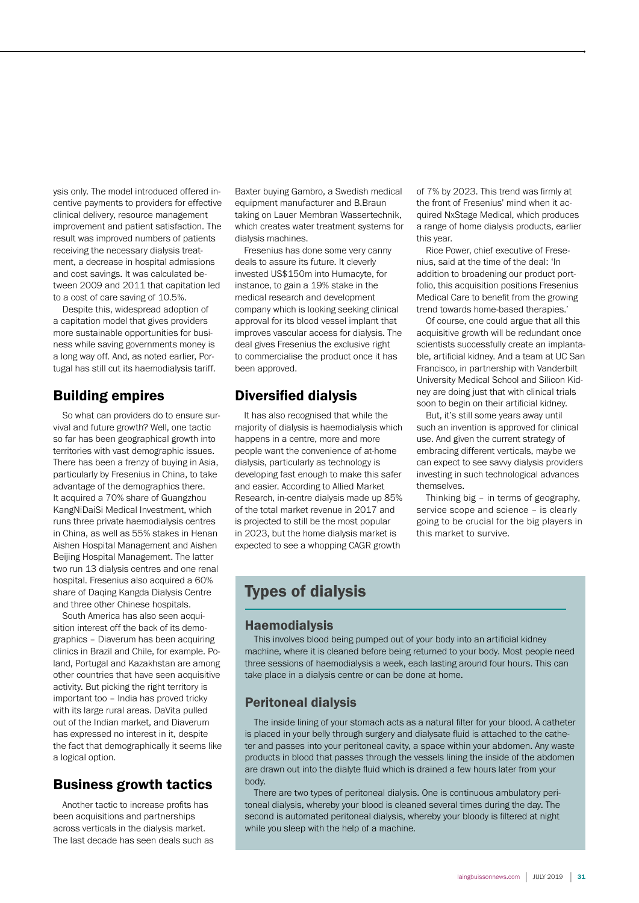ysis only. The model introduced offered incentive payments to providers for effective clinical delivery, resource management improvement and patient satisfaction. The result was improved numbers of patients receiving the necessary dialysis treatment, a decrease in hospital admissions and cost savings. It was calculated between 2009 and 2011 that capitation led to a cost of care saving of 10.5%.

Despite this, widespread adoption of a capitation model that gives providers more sustainable opportunities for business while saving governments money is a long way off. And, as noted earlier, Portugal has still cut its haemodialysis tariff.

## Building empires

So what can providers do to ensure survival and future growth? Well, one tactic so far has been geographical growth into territories with vast demographic issues. There has been a frenzy of buying in Asia, particularly by Fresenius in China, to take advantage of the demographics there. It acquired a 70% share of Guangzhou KangNiDaiSi Medical Investment, which runs three private haemodialysis centres in China, as well as 55% stakes in Henan Aishen Hospital Management and Aishen Beijing Hospital Management. The latter two run 13 dialysis centres and one renal hospital. Fresenius also acquired a 60% share of Daqing Kangda Dialysis Centre and three other Chinese hospitals.

South America has also seen acquisition interest off the back of its demographics – Diaverum has been acquiring clinics in Brazil and Chile, for example. Poland, Portugal and Kazakhstan are among other countries that have seen acquisitive activity. But picking the right territory is important too – India has proved tricky with its large rural areas. DaVita pulled out of the Indian market, and Diaverum has expressed no interest in it, despite the fact that demographically it seems like a logical option.

## Business growth tactics

Another tactic to increase profits has been acquisitions and partnerships across verticals in the dialysis market. The last decade has seen deals such as Baxter buying Gambro, a Swedish medical equipment manufacturer and B.Braun taking on Lauer Membran Wassertechnik, which creates water treatment systems for dialysis machines.

Fresenius has done some very canny deals to assure its future. It cleverly invested US$150m into Humacyte, for instance, to gain a 19% stake in the medical research and development company which is looking seeking clinical approval for its blood vessel implant that improves vascular access for dialysis. The deal gives Fresenius the exclusive right to commercialise the product once it has been approved.

## Diversified dialysis

It has also recognised that while the majority of dialysis is haemodialysis which happens in a centre, more and more people want the convenience of at-home dialysis, particularly as technology is developing fast enough to make this safer and easier. According to Allied Market Research, in-centre dialysis made up 85% of the total market revenue in 2017 and is projected to still be the most popular in 2023, but the home dialysis market is expected to see a whopping CAGR growth of 7% by 2023. This trend was firmly at the front of Fresenius' mind when it acquired NxStage Medical, which produces a range of home dialysis products, earlier this year.

Rice Power, chief executive of Fresenius, said at the time of the deal: 'In addition to broadening our product portfolio, this acquisition positions Fresenius Medical Care to benefit from the growing trend towards home-based therapies.'

Of course, one could argue that all this acquisitive growth will be redundant once scientists successfully create an implantable, artificial kidney. And a team at UC San Francisco, in partnership with Vanderbilt University Medical School and Silicon Kidney are doing just that with clinical trials soon to begin on their artificial kidney.

But, it's still some years away until such an invention is approved for clinical use. And given the current strategy of embracing different verticals, maybe we can expect to see savvy dialysis providers investing in such technological advances themselves.

Thinking big – in terms of geography, service scope and science – is clearly going to be crucial for the big players in this market to survive.

## Types of dialysis

### Haemodialysis

This involves blood being pumped out of your body into an artificial kidney machine, where it is cleaned before being returned to your body. Most people need three sessions of haemodialysis a week, each lasting around four hours. This can take place in a dialysis centre or can be done at home.

### Peritoneal dialysis

The inside lining of your stomach acts as a natural filter for your blood. A catheter is placed in your belly through surgery and dialysate fluid is attached to the catheter and passes into your peritoneal cavity, a space within your abdomen. Any waste products in blood that passes through the vessels lining the inside of the abdomen are drawn out into the dialyte fluid which is drained a few hours later from your body.

There are two types of peritoneal dialysis. One is continuous ambulatory peritoneal dialysis, whereby your blood is cleaned several times during the day. The second is automated peritoneal dialysis, whereby your bloody is filtered at night while you sleep with the help of a machine.